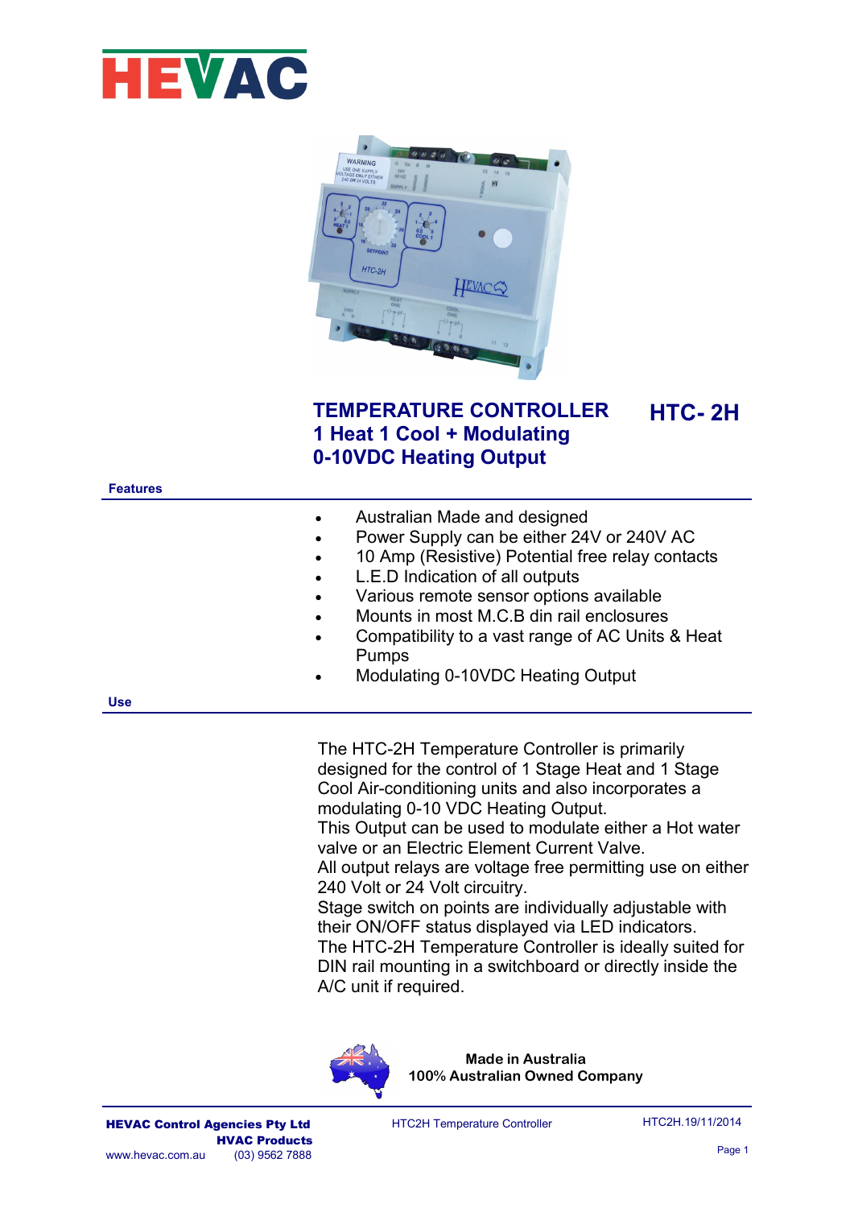# HEVAC

## TEMPERATURE CONTROLLER HTC- 2H

## 1 Heat 1 Cool + Modulating 0-10VDC Heating Output

### Features

- Australian Made and designed
- Power Supply can be either 24V or 240V AC
- 10 Amp (Resistive) Potential free relay contacts
- L.E.D Indication of all outputs
- Various remote sensor options available
- Mounts in most M.C.B din rail enclosures
- Compatibility to a vast range of AC Units & Heat Pumps
- Modulating 0-10VDC Heating Output

### Use

The HTC-2H Temperature Controller is primarily designed for the control of 1 Stage Heat and 1 Stage Cool Air-conditioning units and also incorporates a modulating 0-10 VDC Heating Output.
This Output can be used to modulate either a Hot water valve or an Electric Element Current Valve.
All output relays are voltage free permitting use on either 240 Volt or 24 Volt circuitry.
Stage switch on points are individually adjustable with their ON/OFF status displayed via LED indicators.
The HTC-2H Temperature Controller is ideally suited for DIN rail mounting in a switchboard or directly inside the A/C unit if required.

**Made in Australia**
**100% Australian Owned Company**

**HEVAC Control Agencies Pty Ltd**
**HVAC Products**
www.hevac.com.au (03) 9562 7888

HTC2H Temperature Controller

HTC2H.19/11/2014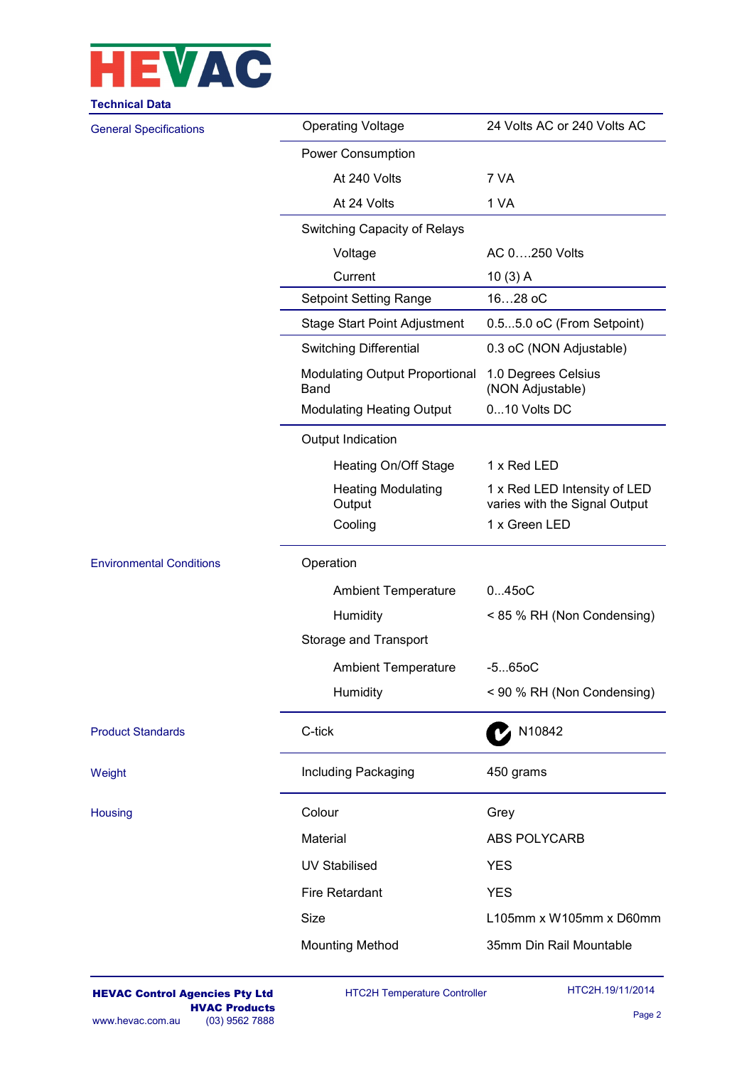**Technical Data**

| | | |
|---|---|---|
| General Specifications | Operating Voltage | 24 Volts AC or 240 Volts AC |
| | Power Consumption | |
| | At 240 Volts | 7 VA |
| | At 24 Volts | 1 VA |
| | Switching Capacity of Relays | |
| | Voltage | AC 0….250 Volts |
| | Current | 10 (3) A |
| | Setpoint Setting Range | 16…28 oC |
| | Stage Start Point Adjustment | 0.5...5.0 oC (From Setpoint) |
| | Switching Differential | 0.3 oC (NON Adjustable) |
| | Modulating Output Proportional Band | 1.0 Degrees Celsius (NON Adjustable) |
| | Modulating Heating Output | 0...10 Volts DC |
| | Output Indication | |
| | Heating On/Off Stage | 1 x Red LED |
| | Heating Modulating Output | 1 x Red LED Intensity of LED varies with the Signal Output |
| | Cooling | 1 x Green LED |
| Environmental Conditions | Operation | |
| | Ambient Temperature | 0...45oC |
| | Humidity | < 85 % RH (Non Condensing) |
| | Storage and Transport | |
| | Ambient Temperature | -5...65oC |
| | Humidity | < 90 % RH (Non Condensing) |
| Product Standards | C-tick | N10842 |
| Weight | Including Packaging | 450 grams |
| Housing | Colour | Grey |
| | Material | ABS POLYCARB |
| | UV Stabilised | YES |
| | Fire Retardant | YES |
| | Size | L105mm x W105mm x D60mm |
| | Mounting Method | 35mm Din Rail Mountable |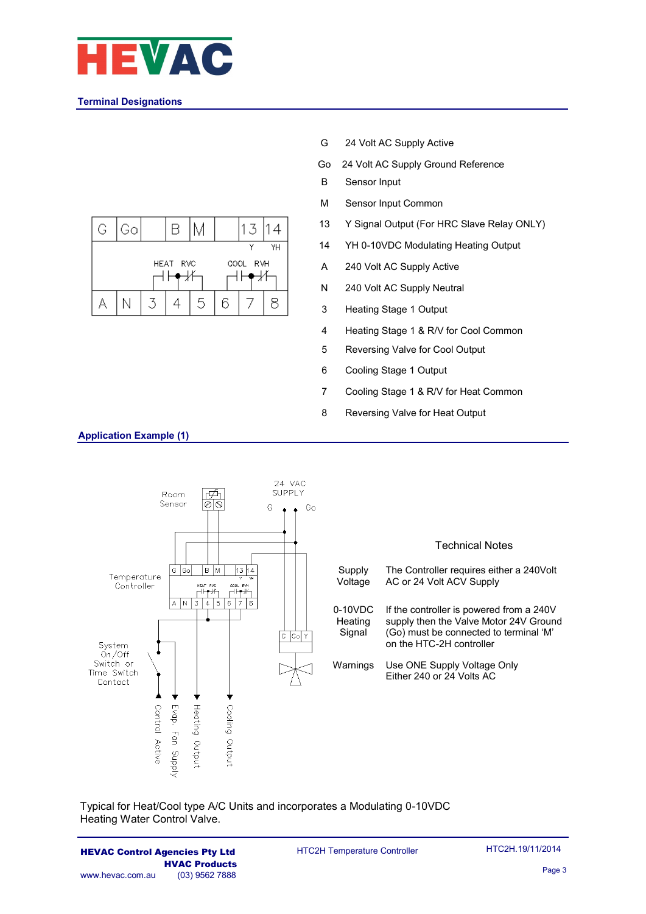## Terminal Designations

| Terminal | Description |
|---|---|
| G | 24 Volt AC Supply Active |
| Go | 24 Volt AC Supply Ground Reference |
| B | Sensor Input |
| M | Sensor Input Common |
| 13 | Y Signal Output (For HRC Slave Relay ONLY) |
| 14 | YH 0-10VDC Modulating Heating Output |
| A | 240 Volt AC Supply Active |
| N | 240 Volt AC Supply Neutral |
| 3 | Heating Stage 1 Output |
| 4 | Heating Stage 1 & R/V for Cool Common |
| 5 | Reversing Valve for Cool Output |
| 6 | Cooling Stage 1 Output |
| 7 | Cooling Stage 1 & R/V for Heat Common |
| 8 | Reversing Valve for Heat Output |

## Application Example (1)

### Technical Notes

| | |
|---|---|
| Supply Voltage | The Controller requires either a 240Volt AC or 24 Volt ACV Supply |
| 0-10VDC Heating Signal | If the controller is powered from a 240V supply then the Valve Motor 24V Ground (Go) must be connected to terminal 'M' on the HTC-2H controller |
| Warnings | Use ONE Supply Voltage Only Either 240 or 24 Volts AC |

Typical for Heat/Cool type A/C Units and incorporates a Modulating 0-10VDC Heating Water Control Valve.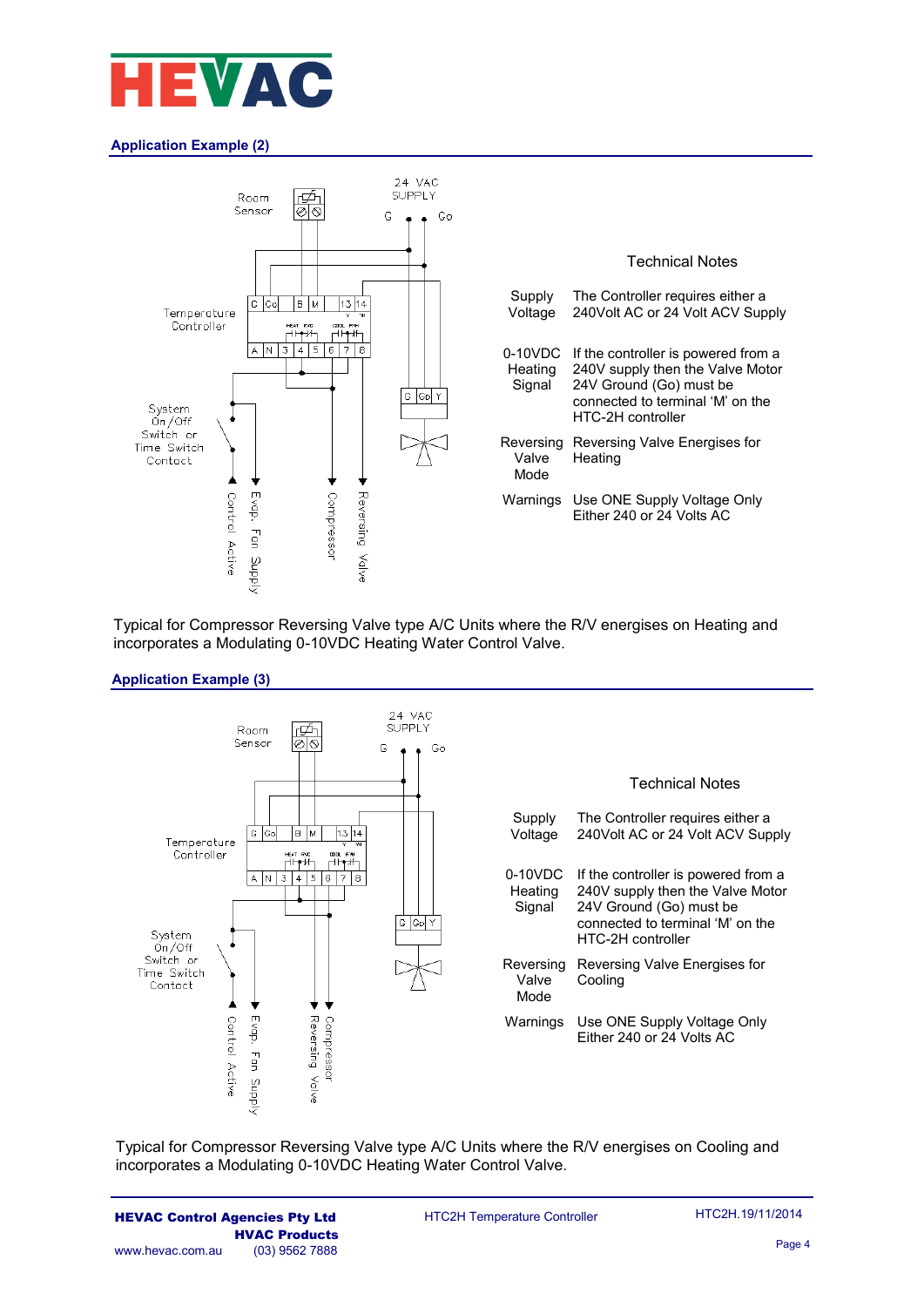### Application Example (2)

Room Sensor

24 VAC SUPPLY

G Go

Temperature Controller

G Go B M 13 14

A N 3 4 5 6 7 8

G Go Y

System On/Off Switch or Time Switch Contact

Control Active

Evap. Fan Supply

Compressor

Reversing Valve

Technical Notes

| | |
|---|---|
| Supply Voltage | The Controller requires either a 240Volt AC or 24 Volt ACV Supply |
| 0-10VDC Heating Signal | If the controller is powered from a 240V supply then the Valve Motor 24V Ground (Go) must be connected to terminal 'M' on the HTC-2H controller |
| Reversing Valve Mode | Reversing Valve Energises for Heating |
| Warnings | Use ONE Supply Voltage Only Either 240 or 24 Volts AC |

Typical for Compressor Reversing Valve type A/C Units where the R/V energises on Heating and incorporates a Modulating 0-10VDC Heating Water Control Valve.

### Application Example (3)

Room Sensor

24 VAC SUPPLY

G Go

Temperature Controller

G Go B M 13 14

A N 3 4 5 6 7 8

G Go Y

System On/Off Switch or Time Switch Contact

Control Active

Evap. Fan Supply

Reversing Valve

Compressor

Technical Notes

| | |
|---|---|
| Supply Voltage | The Controller requires either a 240Volt AC or 24 Volt ACV Supply |
| 0-10VDC Heating Signal | If the controller is powered from a 240V supply then the Valve Motor 24V Ground (Go) must be connected to terminal 'M' on the HTC-2H controller |
| Reversing Valve Mode | Reversing Valve Energises for Cooling |
| Warnings | Use ONE Supply Voltage Only Either 240 or 24 Volts AC |

Typical for Compressor Reversing Valve type A/C Units where the R/V energises on Cooling and incorporates a Modulating 0-10VDC Heating Water Control Valve.